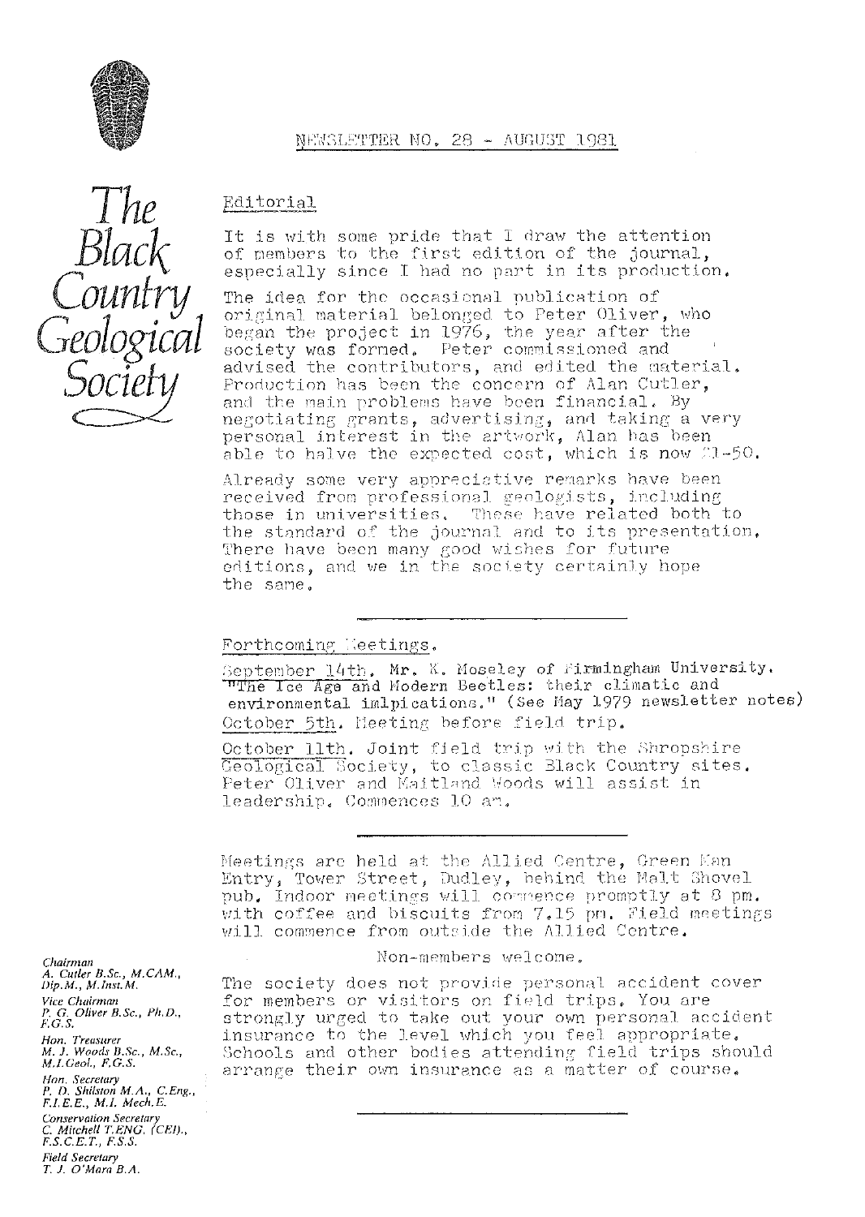# The Black Country Geological Society

## NEWSLETTER NO. 28 - AUGUST 1981

### Editorial

It is with some pride that I draw the attention of members to the first edition of the journal, especially since I had no part in its production.

The idea for the occasional publication of original material belonged to Peter Oliver, who began the project in 1976, the year after the society was formed. Peter commissioned and advised the contributors, and edited the material. Production has been the concern of Alan Cutler, and the main problems have been financial. By negotiating grants, advertising, and taking a very personal interest in the artwork, Alan has been able to halve the expected cost, which is now £1-50.

Already some very appreciative remarks have been received from professional geologists, including those in universities. These have related both to the standard of the journal and to its presentation. There have been many good wishes for future editions, and we in the society certainly hope the same.

---

### Forthcoming Meetings.

September 14th. Mr. K. Moseley of Birmingham University. "The Ice Age and Modern Beetles: their climatic and environmental imlpications." (See May 1979 newsletter notes)

October 5th. Meeting before field trip.

October 11th. Joint field trip with the Shropshire Geological Society, to classic Black Country sites. Peter Oliver and Maitland Woods will assist in leadership. Commences 10 am.

---

Meetings are held at the Allied Centre, Green Man Entry, Tower Street, Dudley, behind the Malt Shovel pub. Indoor meetings will commence promptly at 8 pm. with coffee and biscuits from 7.15 pm. Field meetings will commence from outside the Allied Centre.

Non-members welcome.

The society does not provide personal accident cover for members or visitors on field trips. You are strongly urged to take out your own personal accident insurance to the level which you feel appropriate. Schools and other bodies attending field trips should arrange their own insurance as a matter of course.

---

*Chairman*
A. Cutler B.Sc., M.CAM., Dip.M., M.Inst.M.

*Vice Chairman*
P. G. Oliver B.Sc., Ph.D., F.G.S.

*Hon. Treasurer*
M. J. Woods B.Sc., M.Sc., M.I.Geol., F.G.S.

*Hon. Secretary*
P. D. Shilston M.A., C.Eng., F.I.E.E., M.I. Mech.E.

*Conservation Secretary*
C. Mitchell T.ENG. (CEI)., F.S.C.E.T., F.S.S.

*Field Secretary*
T. J. O'Mara B.A.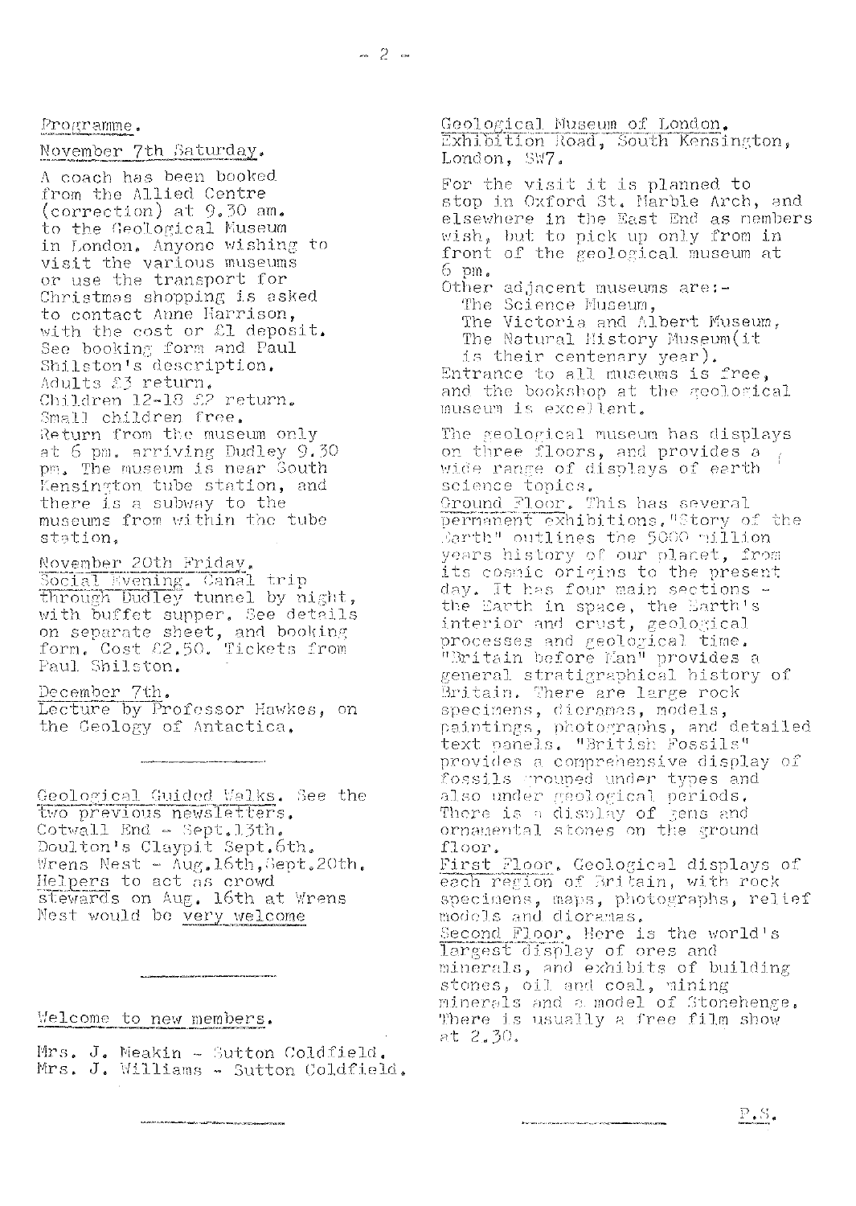Programme.

November 7th Saturday.

A coach has been booked from the Allied Centre (correction) at 9.30 am. to the Geological Museum in London. Anyone wishing to visit the various museums or use the transport for Christmas shopping is asked to contact Anne Harrison, with the cost or £1 deposit. See booking form and Paul Shilston's description. Adults £3 return. Children 12-18 £2 return. Small children free. Return from the museum only at 6 pm. arriving Dudley 9.30 pm. The museum is near South Kensington tube station, and there is a subway to the museums from within the tube station.

November 20th Friday.
Social Evening. Canal trip through Dudley tunnel by night, with buffet supper. See details on separate sheet, and booking form. Cost £2.50. Tickets from Paul Shilston.

December 7th.
Lecture by Professor Hawkes, on the Geology of Antactica.

---

Geological Guided Walks. See the two previous newsletters.
Cotwall End - Sept.13th.
Doulton's Claypit Sept.6th.
Wrens Nest - Aug.16th, Sept.20th.
Helpers to act as crowd stewards on Aug. 16th at Wrens Nest would be very welcome

---

Welcome to new members.

Mrs. J. Meakin - Sutton Coldfield.
Mrs. J. Williams - Sutton Coldfield.

---

Geological Museum of London.
Exhibition Road, South Kensington, London, SW7.

For the visit it is planned to stop in Oxford St. Marble Arch, and elsewhere in the East End as members wish, but to pick up only from in front of the geological museum at 6 pm.
Other adjacent museums are:-
The Science Museum,
The Victoria and Albert Museum,
The Natural History Museum(it is their centenary year).
Entrance to all museums is free, and the bookshop at the geological museum is excellent.

The geological museum has displays on three floors, and provides a wide range of displays of earth science topics.
Ground Floor. This has several permanent exhibitions."Story of the Earth" outlines the 5000 million years history of our planet, from its cosmic origins to the present day. It has four main sections - the Earth in space, the Earth's interior and crust, geological processes and geological time. "Britain before Man" provides a general stratigraphical history of Britain. There are large rock specimens, dioramas, models, paintings, photographs, and detailed text panels. "British Fossils" provides a comprehensive display of fossils grouped under types and also under geological periods. There is a display of gems and ornamental stones on the ground floor.
First Floor. Geological displays of each region of Britain, with rock specimens, maps, photographs, relief models and dioramas.
Second Floor. Here is the world's largest display of ores and minerals, and exhibits of building stones, oil and coal, mining minerals and a model of Stonehenge. There is usually a free film show at 2.30.

P.S.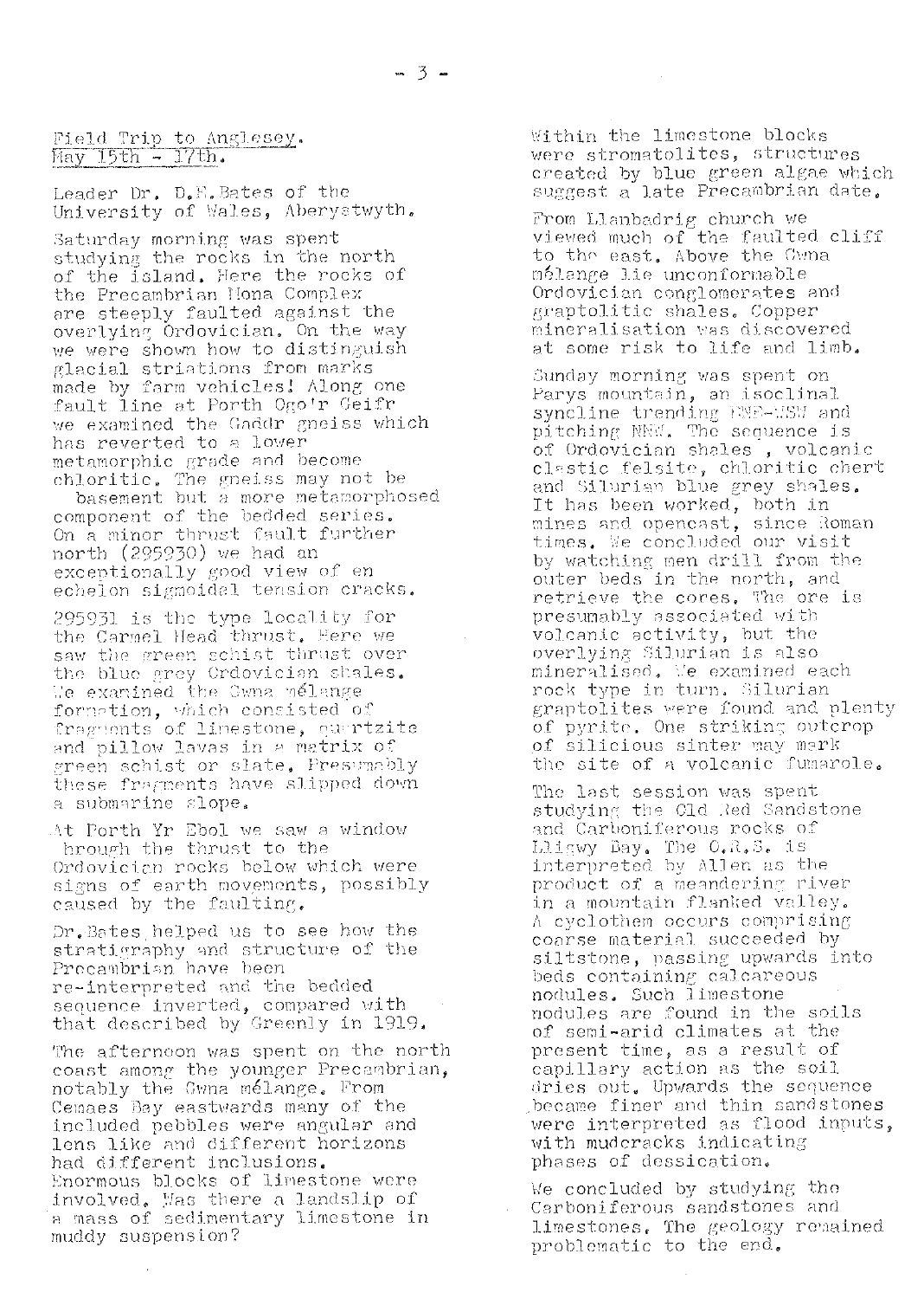## Field Trip to Anglesey.
## May 15th - 17th.

Leader Dr. D.E.Bates of the University of Wales, Aberystwyth.

Saturday morning was spent studying the rocks in the north of the island. Here the rocks of the Precambrian Mona Complex are steeply faulted against the overlying Ordovician. On the way we were shown how to distinguish glacial striations from marks made by farm vehicles! Along one fault line at Porth Ogo'r Geifr we examined the Gaddr gneiss which has reverted to a lower metamorphic grade and become chloritic. The gneiss may not be basement but a more metamorphosed component of the bedded series. On a minor thrust fault further north (295930) we had an exceptionally good view of en echelon sigmoidal tension cracks.

295931 is the type locality for the Carmel Head thrust. Here we saw the green schist thrust over the blue grey Ordovician shales. We examined the Gwna mélange formation, which consisted of fragments of limestone, quartzite and pillow lavas in a matrix of green schist or slate. Presumably these fragments have slipped down a submarine slope.

At Porth Yr Ebol we saw a window through the thrust to the Ordovician rocks below which were signs of earth movements, possibly caused by the faulting.

Dr. Bates helped us to see how the stratigraphy and structure of the Precambrian have been re-interpreted and the bedded sequence inverted, compared with that described by Greenly in 1919.

The afternoon was spent on the north coast among the younger Precambrian, notably the Gwna mélange. From Cemaes Bay eastwards many of the included pebbles were angular and lens like and different horizons had different inclusions. Enormous blocks of limestone were involved. Was there a landslip of a mass of sedimentary limestone in muddy suspension?

Within the limestone blocks were stromatolites, structures created by blue green algae which suggest a late Precambrian date.

From Llanbadrig church we viewed much of the faulted cliff to the east. Above the Gwna mélange lie unconformable Ordovician conglomerates and graptolitic shales. Copper mineralisation was discovered at some risk to life and limb.

Sunday morning was spent on Parys mountain, an isoclinal syncline trending ENE-WSW and pitching NNW. The sequence is of Ordovician shales , volcanic clastic felsite, chloritic chert and Silurian blue grey shales. It has been worked, both in mines and opencast, since Roman times. We concluded our visit by watching men drill from the outer beds in the north, and retrieve the cores. The ore is presumably associated with volcanic activity, but the overlying Silurian is also mineralised. We examined each rock type in turn. Silurian graptolites were found and plenty of pyrite. One striking outcrop of silicious sinter may mark the site of a volcanic fumarole.

The last session was spent studying the Old Red Sandstone and Carboniferous rocks of Lligwy Bay. The O.R.S. is interpreted by Allen as the product of a meandering river in a mountain flanked valley. A cyclothem occurs comprising coarse material succeeded by siltstone, passing upwards into beds containing calcareous nodules. Such limestone nodules are found in the soils of semi-arid climates at the present time, as a result of capillary action as the soil dries out. Upwards the sequence became finer and thin sandstones were interpreted as flood inputs, with mudcracks indicating phases of dessication.

We concluded by studying the Carboniferous sandstones and limestones. The geology remained problematic to the end.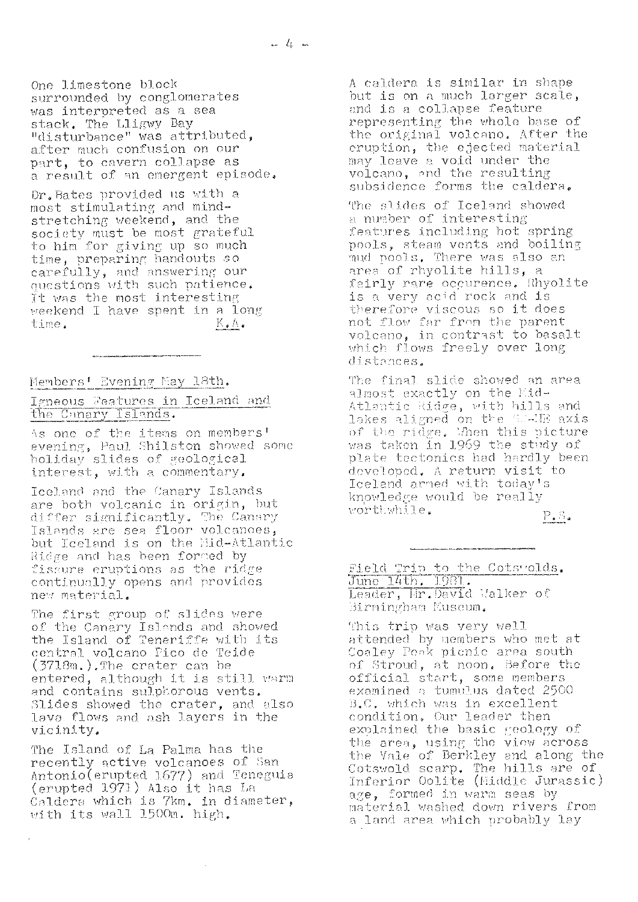One limestone block surrounded by conglomerates was interpreted as a sea stack. The Lligwy Bay "disturbance" was attributed, after much confusion on our part, to cavern collapse as a result of an emergent episode.

Dr. Bates provided us with a most stimulating and mind-stretching weekend, and the society must be most grateful to him for giving up so much time, preparing handouts so carefully, and answering our questions with such patience. It was the most interesting weekend I have spent in a long time. K.A.

---

## Members' Evening May 18th.

### Igneous Features in Iceland and the Canary Islands.

As one of the items on members' evening, Paul Shilston showed some holiday slides of geological interest, with a commentary.

Iceland and the Canary Islands are both volcanic in origin, but differ significantly. The Canary Islands are sea floor volcanoes, but Iceland is on the Mid-Atlantic Ridge and has been formed by fissure eruptions as the ridge continually opens and provides new material.

The first group of slides were of the Canary Islands and showed the Island of Teneriffe with its central volcano Pico de Teide (3718m.). The crater can be entered, although it is still warm and contains sulphorous vents. Slides showed the crater, and also lava flows and ash layers in the vicinity.

The Island of La Palma has the recently active volcanoes of San Antonio (erupted 1677) and Teneguia (erupted 1971) Also it has La Caldera which is 7km. in diameter, with its wall 1500m. high.

A caldera is similar in shape but is on a much larger scale, and is a collapse feature representing the whole base of the original volcano. After the eruption, the ejected material may leave a void under the volcano, and the resulting subsidence forms the caldera.

The slides of Iceland showed a number of interesting features including hot spring pools, steam vents and boiling mud pools. There was also an area of rhyolite hills, a fairly rare occurence. Rhyolite is a very acid rock and is therefore viscous so it does not flow far from the parent volcano, in contrast to basalt which flows freely over long distances.

The final slide showed an area almost exactly on the Mid-Atlantic Ridge, with hills and lakes aligned on the SW-NE axis of the ridge. When this picture was taken in 1969 the study of plate tectonics had hardly been developed. A return visit to Iceland armed with today's knowledge would be really worthwhile. P.S.

---

## Field Trip to the Cotswolds. June 14th. 1981.

Leader, Mr. David Walker of Birmingham Museum.

This trip was very well attended by members who met at Coaley Peak picnic area south of Stroud, at noon. Before the official start, some members examined a tumulus dated 2500 B.C. which was in excellent condition. Our leader then explained the basic geology of the area, using the view across the Vale of Berkley and along the Cotswold scarp. The hills are of Inferior Oolite (Middle Jurassic) age, formed in warm seas by material washed down rivers from a land area which probably lay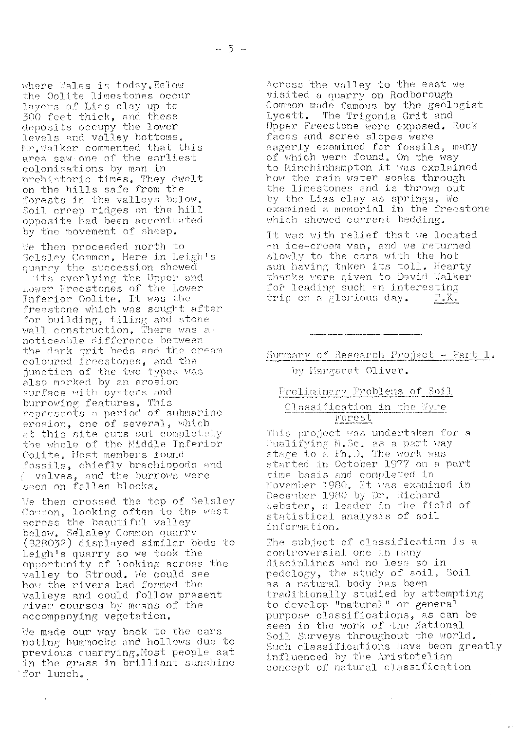where Wales is today. Below the Oolite limestones occur layers of Lias clay up to 300 feet thick, and these deposits occupy the lower levels and valley bottoms. Mr. Walker commented that this area saw one of the earliest colonisations by man in prehistoric times. They dwelt on the hills safe from the forests in the valleys below. Soil creep ridges on the hill opposite had been accentuated by the movement of sheep.

We then proceeded north to Selsley Common. Here in Leigh's quarry the succession showed grits overlying the Upper and Lower Freestones of the Lower Inferior Oolite. It was the freestone which was sought after for building, tiling and stone wall construction. There was a noticeable difference between the dark grit beds and the cream coloured freestones, and the junction of the two types was also marked by an erosion surface with oysters and burrowing features. This represents a period of submarine erosion, one of several, which at this site cuts out completely the whole of the Middle Inferior Oolite. Most members found fossils, chiefly brachiopods and valves, and the burrows were seen on fallen blocks.

We then crossed the top of Selsley Common, looking often to the west across the beautiful valley below. Selsley Common quarry (828032) displayed similar beds to Leigh's quarry so we took the opportunity of looking across the valley to Stroud. We could see how the rivers had formed the valleys and could follow present river courses by means of the accompanying vegetation.

We made our way back to the cars noting hummocks and hollows due to previous quarrying. Most people sat in the grass in brilliant sunshine for lunch.

Across the valley to the east we visited a quarry on Rodborough Common made famous by the geologist Lycett. The Trigonia Grit and Upper Freestone were exposed. Rock faces and scree slopes were eagerly examined for fossils, many of which were found. On the way to Minchinhampton it was explained how the rain water soaks through the limestones and is thrown out by the Lias clay as springs. We examined a memorial in the freestone which showed current bedding.

It was with relief that we located an ice-cream van, and we returned slowly to the cars with the hot sun having taken its toll. Hearty thanks were given to David Walker for leading such an interesting trip on a glorious day. P.K.

---

## Summary of Research Project - Part 1.

by Margaret Oliver.

### Preliminary Problems of Soil Classification in the Wyre Forest

This project was undertaken for a qualifying M.Sc. as a part way stage to a Ph.D. The work was started in October 1977 on a part time basis and completed in November 1980. It was examined in December 1980 by Dr. Richard Webster, a leader in the field of statistical analysis of soil information.

The subject of classification is a controversial one in many disciplines and no less so in pedology, the study of soil. Soil as a natural body has been traditionally studied by attempting to develop "natural" or general purpose classifications, as can be seen in the work of the National Soil Surveys throughout the world. Such classifications have been greatly influenced by the Aristotelian concept of natural classification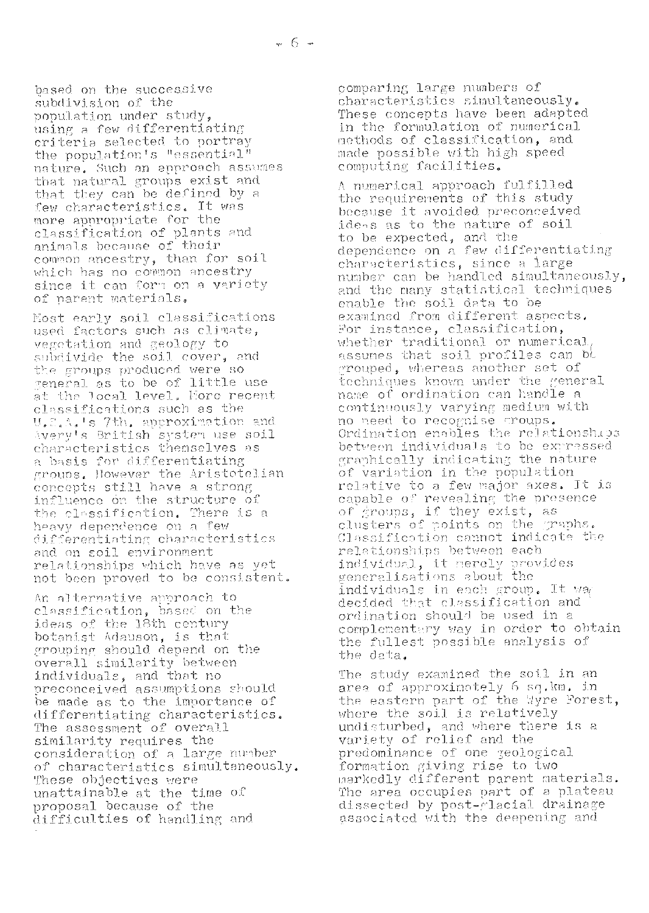based on the successive subdivision of the population under study, using a few differentiating criteria selected to portray the population's "essential" nature. Such an approach assumes that natural groups exist and that they can be defined by a few characteristics. It was more appropriate for the classification of plants and animals because of their common ancestry, than for soil which has no common ancestry since it can form on a variety of parent materials.

Most early soil classifications used factors such as climate, vegetation and geology to subdivide the soil cover, and the groups produced were so general as to be of little use at the local level. More recent classifications such as the U.S.A.'s 7th. approximation and Avery's British system use soil characteristics themselves as a basis for differentiating groups. However the Aristotelian concepts still have a strong influence on the structure of the classification. There is a heavy dependence on a few differentiating characteristics and on soil environment relationships which have as yet not been proved to be consistent.

An alternative approach to classification, based on the ideas of the 18th century botanist Adanson, is that grouping should depend on the overall similarity between individuals, and that no preconceived assumptions should be made as to the importance of differentiating characteristics. The assessment of overall similarity requires the consideration of a large number of characteristics simultaneously. These objectives were unattainable at the time of proposal because of the difficulties of handling and comparing large numbers of characteristics simultaneously. These concepts have been adapted in the formulation of numerical methods of classification, and made possible with high speed computing facilities.

A numerical approach fulfilled the requirements of this study because it avoided preconceived ideas as to the nature of soil to be expected, and the dependence on a few differentiating characteristics, since a large number can be handled simultaneously, and the many statistical techniques enable the soil data to be examined from different aspects. For instance, classification, whether traditional or numerical, assumes that soil profiles can be grouped, whereas another set of techniques known under the general name of ordination can handle a continuously varying medium with no need to recognise groups. Ordination enables the relationships between individuals to be expressed graphically indicating the nature of variation in the population relative to a few major axes. It is capable of revealing the presence of groups, if they exist, as clusters of points on the graphs. Classification cannot indicate the relationships between each individual, it merely provides generalisations about the individuals in each group. It was decided that classification and ordination should be used in a complementary way in order to obtain the fullest possible analysis of the data.

The study examined the soil in an area of approximately 6 sq.km. in the eastern part of the Wyre Forest, where the soil is relatively undisturbed, and where there is a variety of relief and the predominance of one geological formation giving rise to two markedly different parent materials. The area occupies part of a plateau dissected by post-glacial drainage associated with the deepening and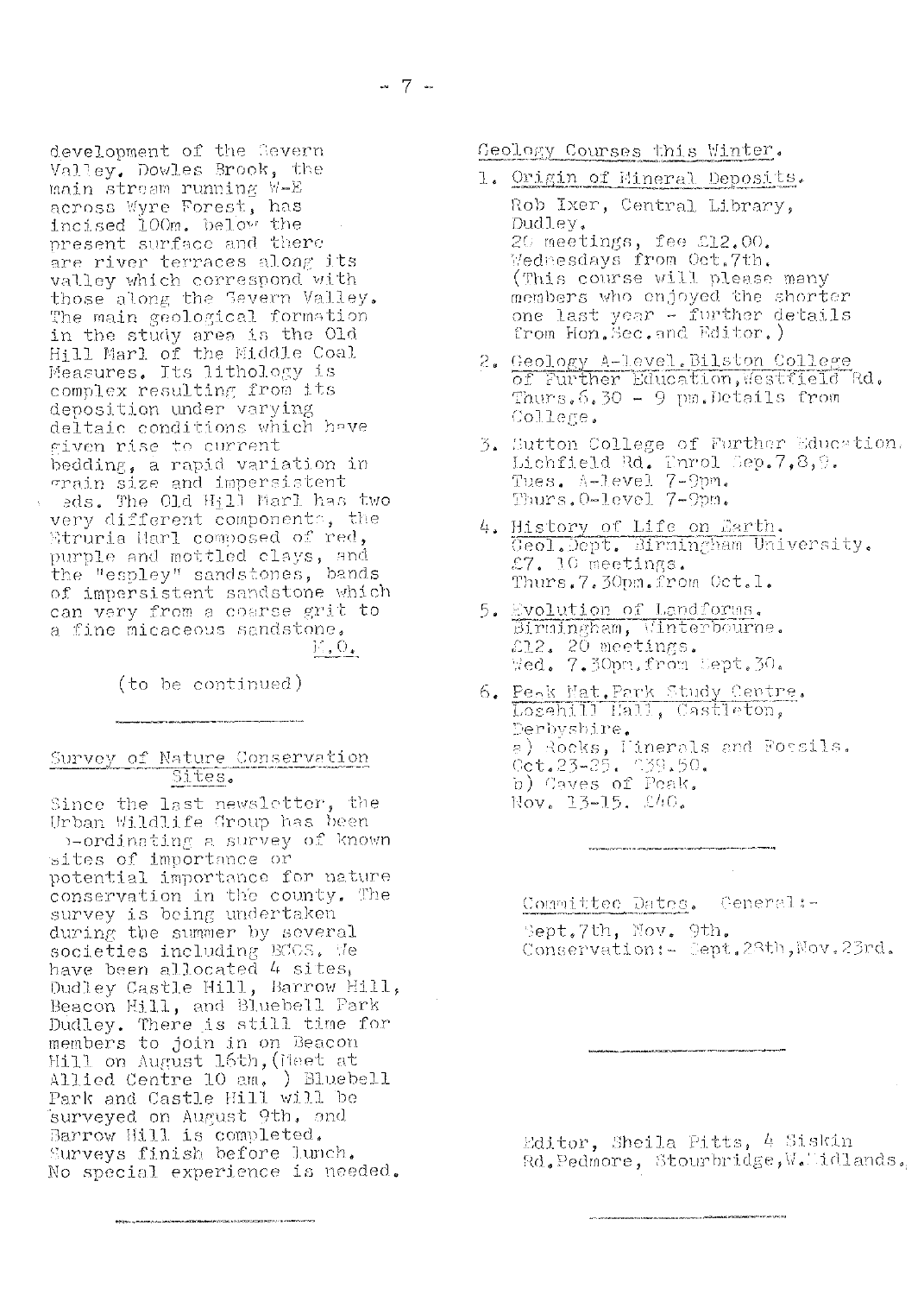development of the Severn Valley. Dowles Brook, the main stream running W-E across Wyre Forest, has incised 100m. below the present surface and there are river terraces along its valley which correspond with those along the Severn Valley. The main geological formation in the study area is the Old Hill Marl of the Middle Coal Measures. Its lithology is complex resulting from its deposition under varying deltaic conditions which have given rise to current bedding, a rapid variation in grain size and impersistent beds. The Old Hill Marl has two very different components, the Etruria Marl composed of red, purple and mottled clays, and the "espley" sandstones, bands of impersistent sandstone which can very from a coarse grit to a fine micaceous sandstone.

M.O.

(to be continued)

---

## Survey of Nature Conservation Sites.

Since the last newsletter, the Urban Wildlife Group has been co-ordinating a survey of known sites of importance or potential importance for nature conservation in the county. The survey is being undertaken during the summer by several societies including BCGS. We have been allocated 4 sites, Dudley Castle Hill, Barrow Hill, Beacon Hill, and Bluebell Park Dudley. There is still time for members to join in on Beacon Hill on August 16th, (Meet at Allied Centre 10 am. ) Bluebell Park and Castle Hill will be surveyed on August 9th, and Barrow Hill is completed. Surveys finish before lunch. No special experience is needed.

---

## Geology Courses this Winter.

1. Origin of Mineral Deposits.
   Rob Ixer, Central Library, Dudley.
   20 meetings, fee £12.00.
   Wednesdays from Oct.7th.
   (This course will please many members who enjoyed the shorter one last year - further details from Hon.Sec.and Editor.)
2. Geology A-level, Bilston College of Further Education, Westfield Rd.
   Thurs. 6.30 - 9 pm. Details from College.
3. Sutton College of Further Education. Lichfield Rd. Enrol Sep.7,8,9.
   Tues. A-level 7-9pm.
   Thurs. O-level 7-9pm.
4. History of Life on Earth.
   Geol.Dept. Birmingham University.
   £7. 10 meetings.
   Thurs. 7.30pm. from Oct.1.
5. Evolution of Landforms.
   Birmingham, Winterbourne.
   £12. 20 meetings.
   Wed. 7.30pm. from Sept.30.
6. Peak Nat. Park Study Centre.
   Losehill Hall, Castleton, Derbyshire.
   a) Rocks, Minerals and Fossils. Oct.23-25. £39.50.
   b) Caves of Peak. Nov. 13-15. £40.

---

Committee Dates. General:-
Sept.7th, Nov. 9th.
Conservation:- Sept.28th, Nov.23rd.

---

Editor, Sheila Pitts, 4 Siskin Rd, Pedmore, Stourbridge, W.Midlands.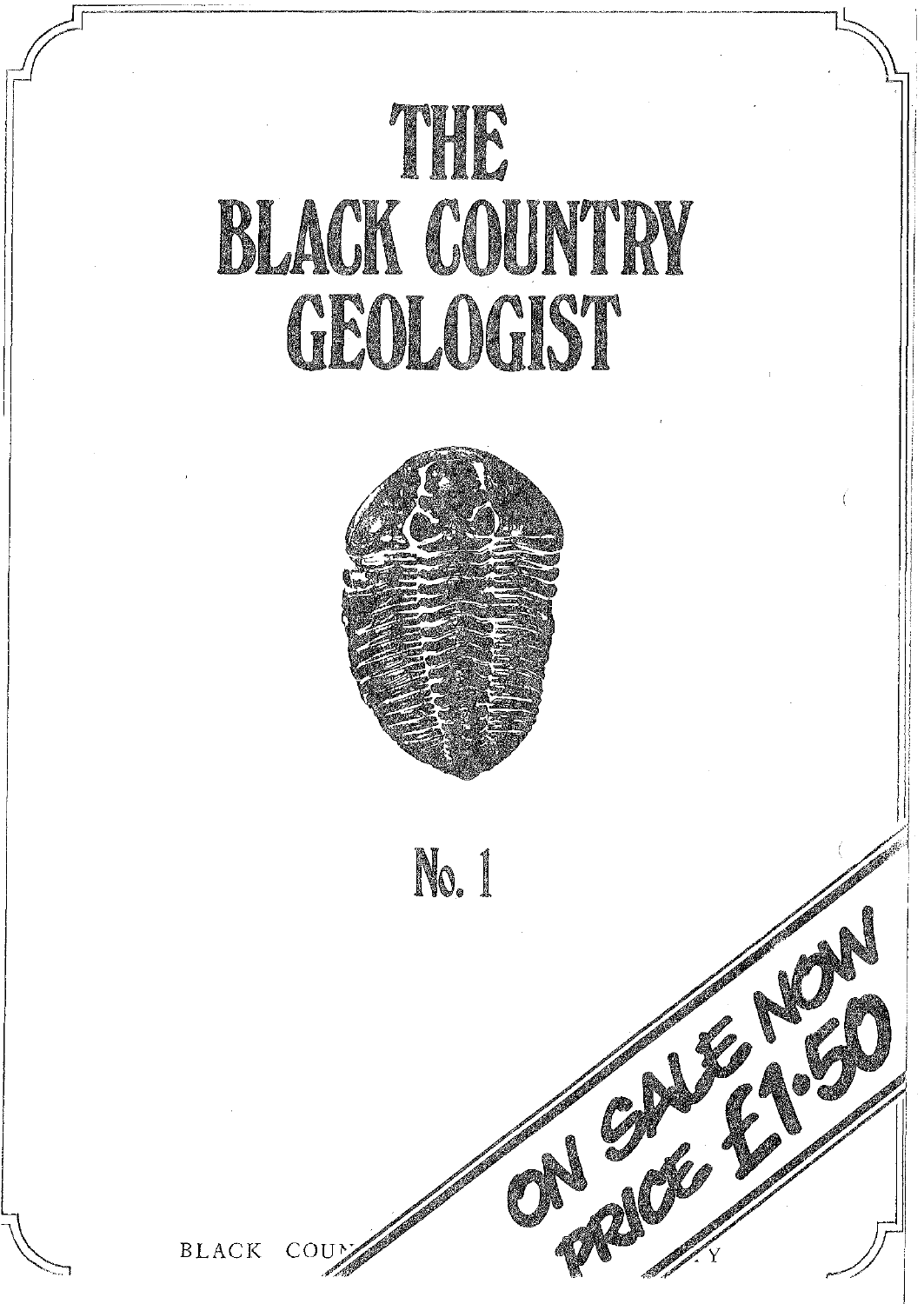# THE BLACK COUNTRY GEOLOGIST

No. 1

ON SALE NOW PRICE £1·50

BLACK COU Y